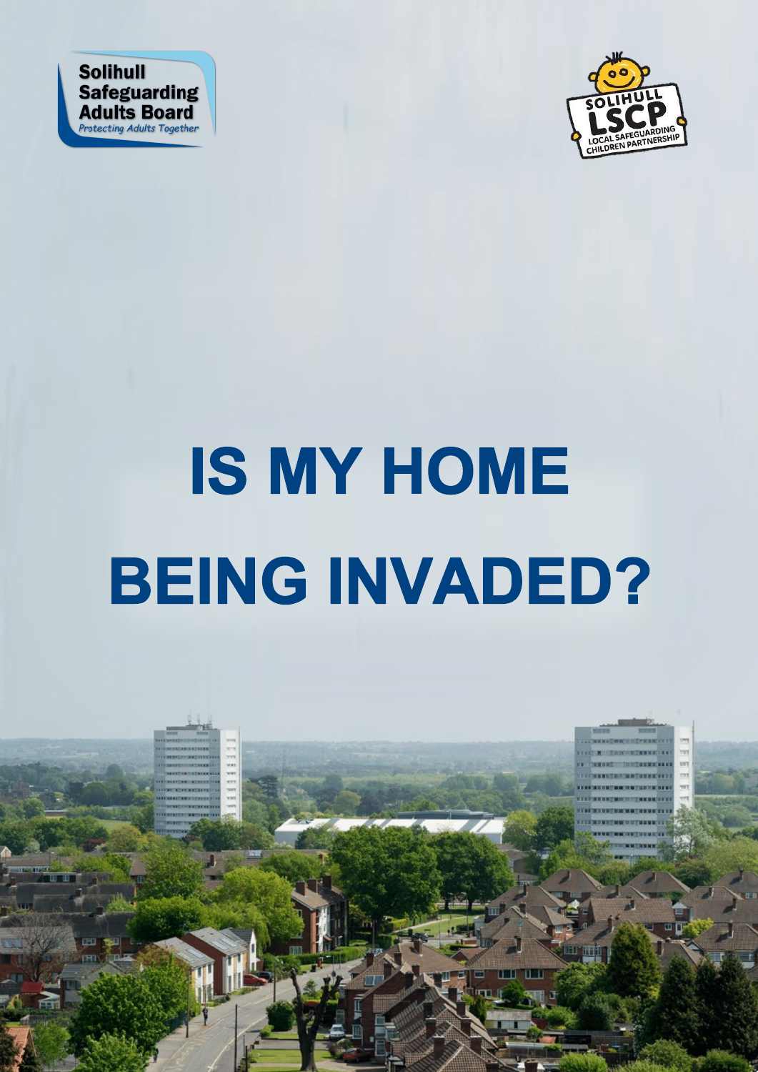Solihull Safeguarding Adults Board

*Protecting Adults Together*

SOLIHULL LSCP

LOCAL SAFEGUARDING CHILDREN PARTNERSHIP

# IS MY HOME BEING INVADED?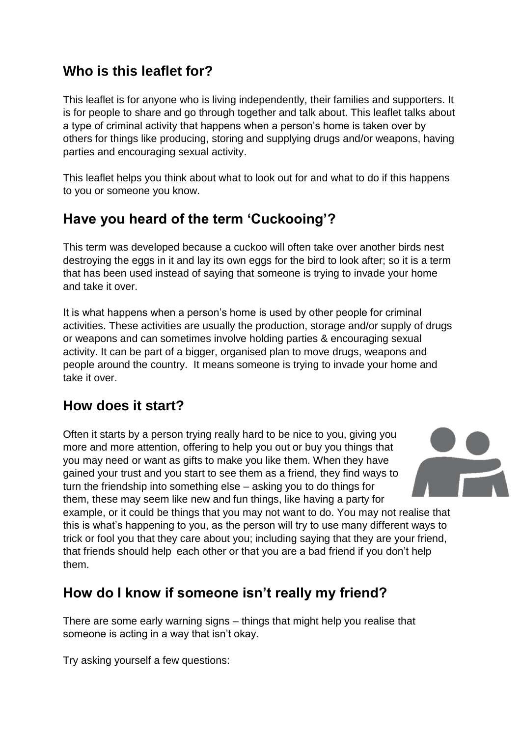## Who is this leaflet for?

This leaflet is for anyone who is living independently, their families and supporters. It is for people to share and go through together and talk about. This leaflet talks about a type of criminal activity that happens when a person's home is taken over by others for things like producing, storing and supplying drugs and/or weapons, having parties and encouraging sexual activity.

This leaflet helps you think about what to look out for and what to do if this happens to you or someone you know.

## Have you heard of the term 'Cuckooing'?

This term was developed because a cuckoo will often take over another birds nest destroying the eggs in it and lay its own eggs for the bird to look after; so it is a term that has been used instead of saying that someone is trying to invade your home and take it over.

It is what happens when a person's home is used by other people for criminal activities. These activities are usually the production, storage and/or supply of drugs or weapons and can sometimes involve holding parties & encouraging sexual activity. It can be part of a bigger, organised plan to move drugs, weapons and people around the country. It means someone is trying to invade your home and take it over.

## How does it start?

Often it starts by a person trying really hard to be nice to you, giving you more and more attention, offering to help you out or buy you things that you may need or want as gifts to make you like them. When they have gained your trust and you start to see them as a friend, they find ways to turn the friendship into something else – asking you to do things for them, these may seem like new and fun things, like having a party for example, or it could be things that you may not want to do. You may not realise that this is what's happening to you, as the person will try to use many different ways to trick or fool you that they care about you; including saying that they are your friend, that friends should help each other or that you are a bad friend if you don't help them.

## How do I know if someone isn't really my friend?

There are some early warning signs – things that might help you realise that someone is acting in a way that isn't okay.

Try asking yourself a few questions: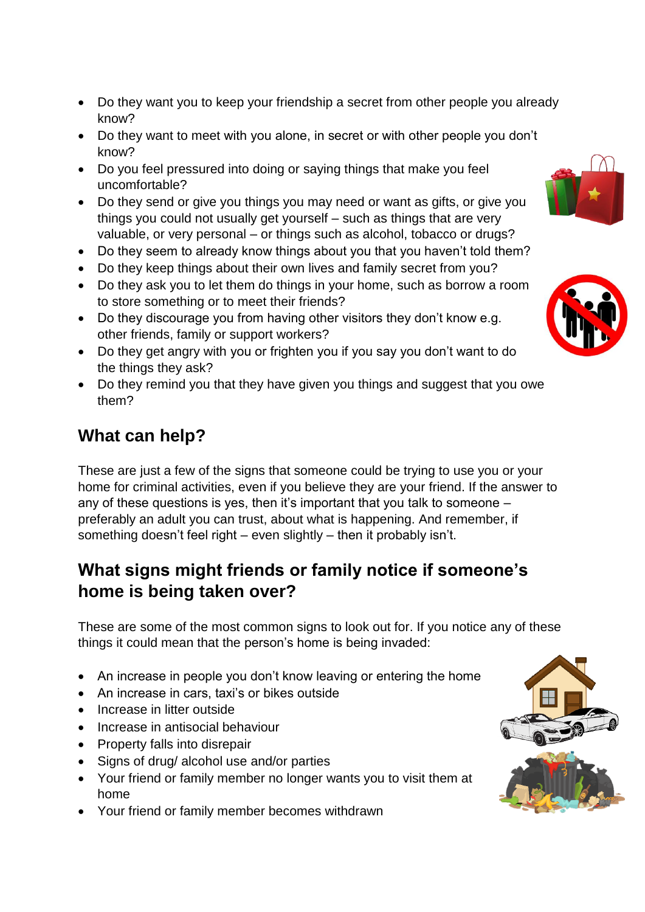- Do they want you to keep your friendship a secret from other people you already know?
- Do they want to meet with you alone, in secret or with other people you don't know?
- Do you feel pressured into doing or saying things that make you feel uncomfortable?
- Do they send or give you things you may need or want as gifts, or give you things you could not usually get yourself – such as things that are very valuable, or very personal – or things such as alcohol, tobacco or drugs?
- Do they seem to already know things about you that you haven't told them?
- Do they keep things about their own lives and family secret from you?
- Do they ask you to let them do things in your home, such as borrow a room to store something or to meet their friends?
- Do they discourage you from having other visitors they don't know e.g. other friends, family or support workers?
- Do they get angry with you or frighten you if you say you don't want to do the things they ask?
- Do they remind you that they have given you things and suggest that you owe them?

## What can help?

These are just a few of the signs that someone could be trying to use you or your home for criminal activities, even if you believe they are your friend. If the answer to any of these questions is yes, then it's important that you talk to someone – preferably an adult you can trust, about what is happening. And remember, if something doesn't feel right – even slightly – then it probably isn't.

## What signs might friends or family notice if someone's home is being taken over?

These are some of the most common signs to look out for. If you notice any of these things it could mean that the person's home is being invaded:

- An increase in people you don't know leaving or entering the home
- An increase in cars, taxi's or bikes outside
- Increase in litter outside
- Increase in antisocial behaviour
- Property falls into disrepair
- Signs of drug/ alcohol use and/or parties
- Your friend or family member no longer wants you to visit them at home
- Your friend or family member becomes withdrawn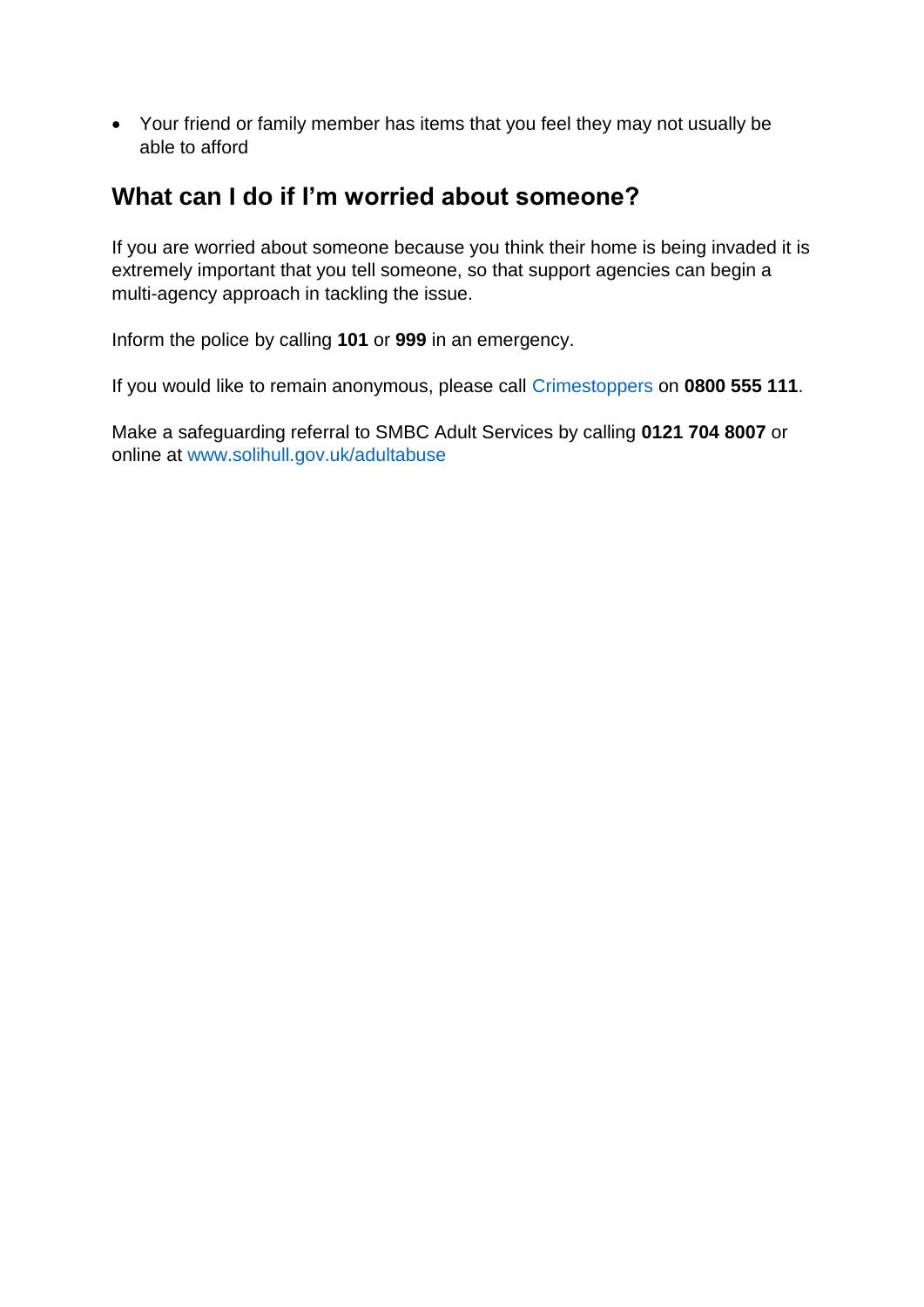- Your friend or family member has items that you feel they may not usually be able to afford

## What can I do if I'm worried about someone?

If you are worried about someone because you think their home is being invaded it is extremely important that you tell someone, so that support agencies can begin a multi-agency approach in tackling the issue.

Inform the police by calling **101** or **999** in an emergency.

If you would like to remain anonymous, please call Crimestoppers on **0800 555 111**.

Make a safeguarding referral to SMBC Adult Services by calling **0121 704 8007** or online at www.solihull.gov.uk/adultabuse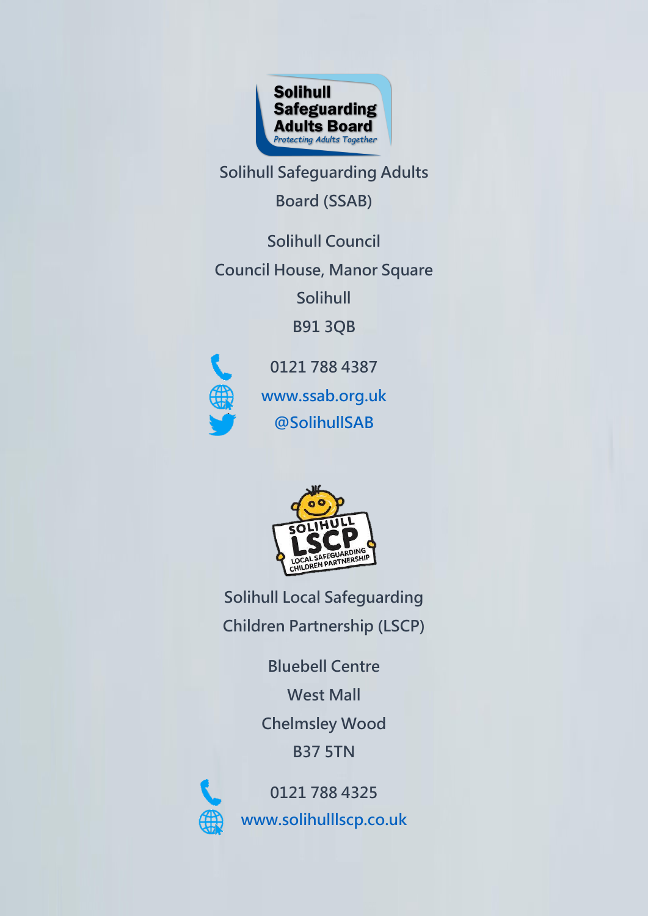Solihull Safeguarding Adults Board (SSAB)

Solihull Council
Council House, Manor Square
Solihull
B91 3QB

0121 788 4387
www.ssab.org.uk
@SolihullSAB

Solihull Local Safeguarding Children Partnership (LSCP)

Bluebell Centre
West Mall
Chelmsley Wood
B37 5TN

0121 788 4325
www.solihulllscp.co.uk